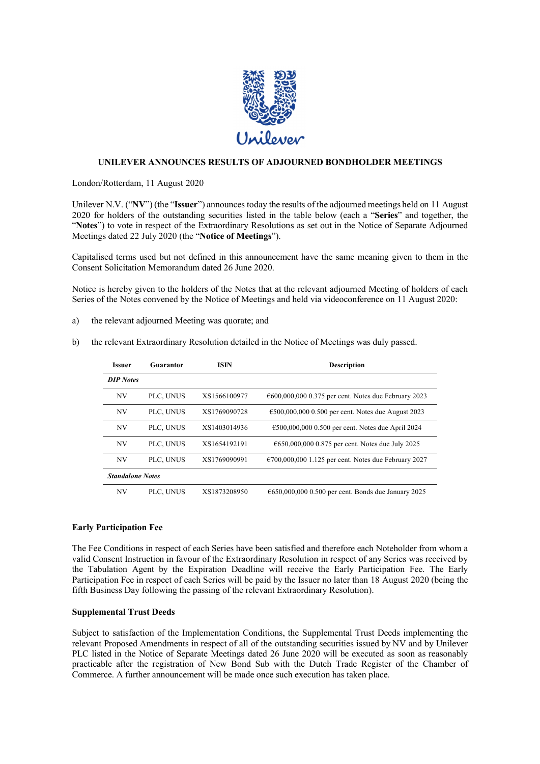# UNILEVER ANNOUNCES RESULTS OF ADJOURNED BONDHOLDER MEETINGS

London/Rotterdam, 11 August 2020

Unilever N.V. ("**NV**") (the "**Issuer**") announces today the results of the adjourned meetings held on 11 August 2020 for holders of the outstanding securities listed in the table below (each a "**Series**" and together, the "**Notes**") to vote in respect of the Extraordinary Resolutions as set out in the Notice of Separate Adjourned Meetings dated 22 July 2020 (the "**Notice of Meetings**").

Capitalised terms used but not defined in this announcement have the same meaning given to them in the Consent Solicitation Memorandum dated 26 June 2020.

Notice is hereby given to the holders of the Notes that at the relevant adjourned Meeting of holders of each Series of the Notes convened by the Notice of Meetings and held via videoconference on 11 August 2020:

a) the relevant adjourned Meeting was quorate; and

b) the relevant Extraordinary Resolution detailed in the Notice of Meetings was duly passed.

| Issuer | Guarantor | ISIN | Description |
|---|---|---|---|
| ***DIP Notes*** | | | |
| NV | PLC, UNUS | XS1566100977 | €600,000,000 0.375 per cent. Notes due February 2023 |
| NV | PLC, UNUS | XS1769090728 | €500,000,000 0.500 per cent. Notes due August 2023 |
| NV | PLC, UNUS | XS1403014936 | €500,000,000 0.500 per cent. Notes due April 2024 |
| NV | PLC, UNUS | XS1654192191 | €650,000,000 0.875 per cent. Notes due July 2025 |
| NV | PLC, UNUS | XS1769090991 | €700,000,000 1.125 per cent. Notes due February 2027 |
| ***Standalone Notes*** | | | |
| NV | PLC, UNUS | XS1873208950 | €650,000,000 0.500 per cent. Bonds due January 2025 |

**Early Participation Fee**

The Fee Conditions in respect of each Series have been satisfied and therefore each Noteholder from whom a valid Consent Instruction in favour of the Extraordinary Resolution in respect of any Series was received by the Tabulation Agent by the Expiration Deadline will receive the Early Participation Fee. The Early Participation Fee in respect of each Series will be paid by the Issuer no later than 18 August 2020 (being the fifth Business Day following the passing of the relevant Extraordinary Resolution).

**Supplemental Trust Deeds**

Subject to satisfaction of the Implementation Conditions, the Supplemental Trust Deeds implementing the relevant Proposed Amendments in respect of all of the outstanding securities issued by NV and by Unilever PLC listed in the Notice of Separate Meetings dated 26 June 2020 will be executed as soon as reasonably practicable after the registration of New Bond Sub with the Dutch Trade Register of the Chamber of Commerce. A further announcement will be made once such execution has taken place.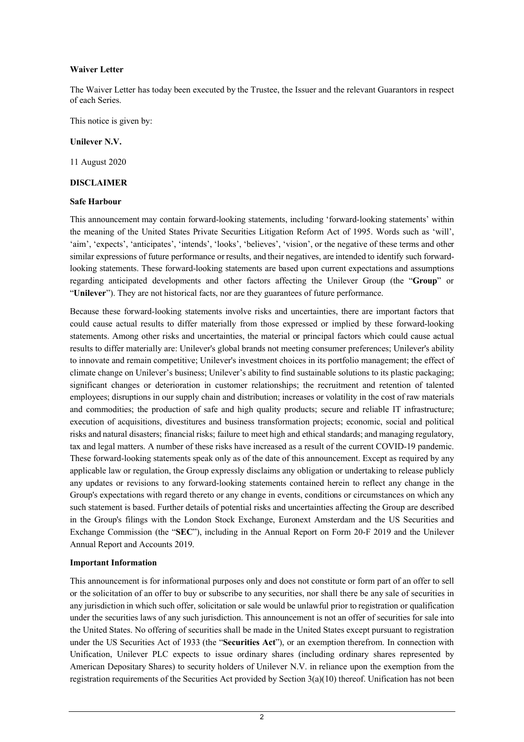**Waiver Letter**

The Waiver Letter has today been executed by the Trustee, the Issuer and the relevant Guarantors in respect of each Series.

This notice is given by:

**Unilever N.V.**

11 August 2020

**DISCLAIMER**

**Safe Harbour**

This announcement may contain forward-looking statements, including 'forward-looking statements' within the meaning of the United States Private Securities Litigation Reform Act of 1995. Words such as 'will', 'aim', 'expects', 'anticipates', 'intends', 'looks', 'believes', 'vision', or the negative of these terms and other similar expressions of future performance or results, and their negatives, are intended to identify such forward-looking statements. These forward-looking statements are based upon current expectations and assumptions regarding anticipated developments and other factors affecting the Unilever Group (the "**Group**" or "**Unilever**"). They are not historical facts, nor are they guarantees of future performance.

Because these forward-looking statements involve risks and uncertainties, there are important factors that could cause actual results to differ materially from those expressed or implied by these forward-looking statements. Among other risks and uncertainties, the material or principal factors which could cause actual results to differ materially are: Unilever's global brands not meeting consumer preferences; Unilever's ability to innovate and remain competitive; Unilever's investment choices in its portfolio management; the effect of climate change on Unilever's business; Unilever's ability to find sustainable solutions to its plastic packaging; significant changes or deterioration in customer relationships; the recruitment and retention of talented employees; disruptions in our supply chain and distribution; increases or volatility in the cost of raw materials and commodities; the production of safe and high quality products; secure and reliable IT infrastructure; execution of acquisitions, divestitures and business transformation projects; economic, social and political risks and natural disasters; financial risks; failure to meet high and ethical standards; and managing regulatory, tax and legal matters. A number of these risks have increased as a result of the current COVID-19 pandemic. These forward-looking statements speak only as of the date of this announcement. Except as required by any applicable law or regulation, the Group expressly disclaims any obligation or undertaking to release publicly any updates or revisions to any forward-looking statements contained herein to reflect any change in the Group's expectations with regard thereto or any change in events, conditions or circumstances on which any such statement is based. Further details of potential risks and uncertainties affecting the Group are described in the Group's filings with the London Stock Exchange, Euronext Amsterdam and the US Securities and Exchange Commission (the "**SEC**"), including in the Annual Report on Form 20-F 2019 and the Unilever Annual Report and Accounts 2019.

**Important Information**

This announcement is for informational purposes only and does not constitute or form part of an offer to sell or the solicitation of an offer to buy or subscribe to any securities, nor shall there be any sale of securities in any jurisdiction in which such offer, solicitation or sale would be unlawful prior to registration or qualification under the securities laws of any such jurisdiction. This announcement is not an offer of securities for sale into the United States. No offering of securities shall be made in the United States except pursuant to registration under the US Securities Act of 1933 (the "**Securities Act**"), or an exemption therefrom. In connection with Unification, Unilever PLC expects to issue ordinary shares (including ordinary shares represented by American Depositary Shares) to security holders of Unilever N.V. in reliance upon the exemption from the registration requirements of the Securities Act provided by Section 3(a)(10) thereof. Unification has not been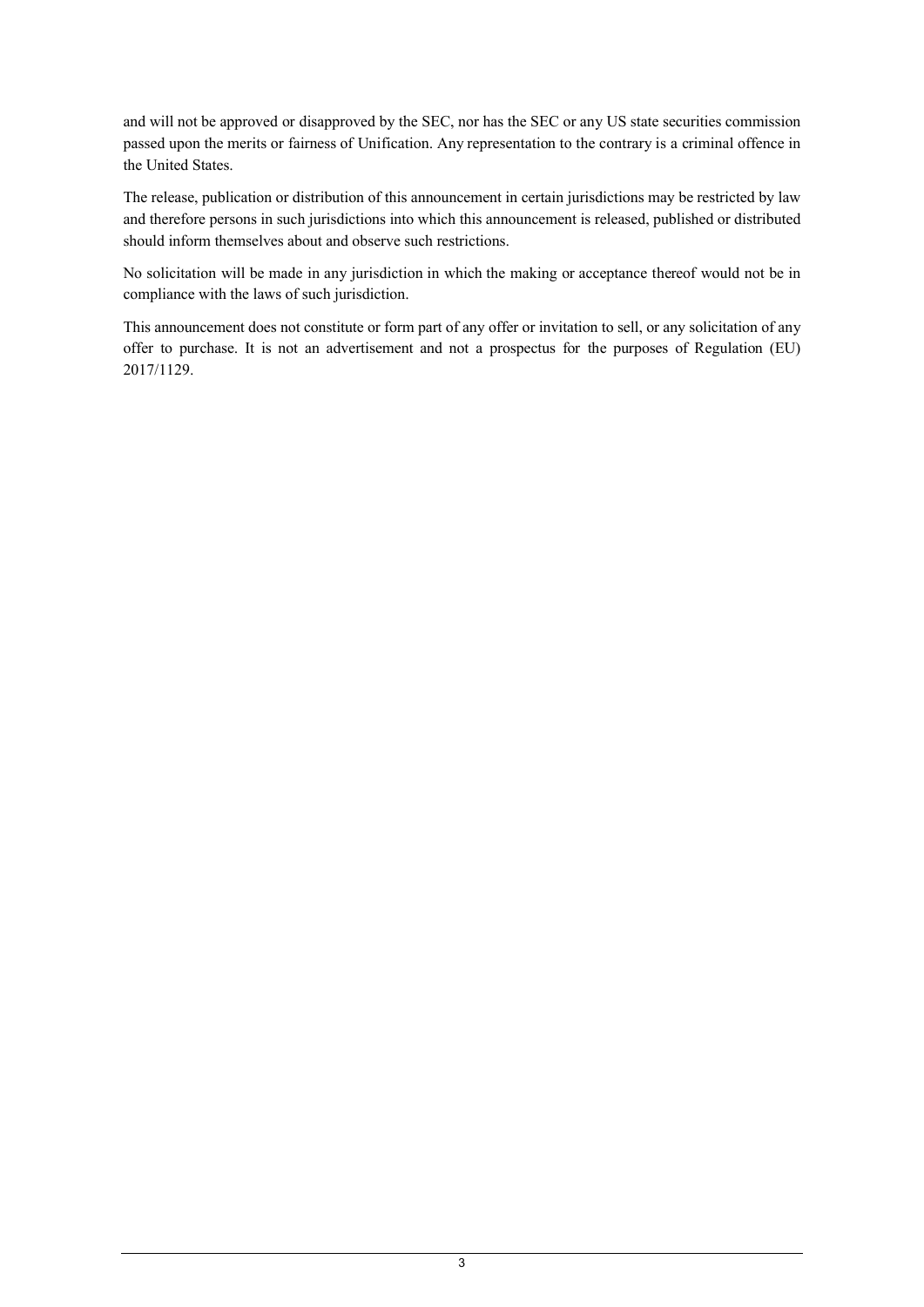and will not be approved or disapproved by the SEC, nor has the SEC or any US state securities commission passed upon the merits or fairness of Unification. Any representation to the contrary is a criminal offence in the United States.

The release, publication or distribution of this announcement in certain jurisdictions may be restricted by law and therefore persons in such jurisdictions into which this announcement is released, published or distributed should inform themselves about and observe such restrictions.

No solicitation will be made in any jurisdiction in which the making or acceptance thereof would not be in compliance with the laws of such jurisdiction.

This announcement does not constitute or form part of any offer or invitation to sell, or any solicitation of any offer to purchase. It is not an advertisement and not a prospectus for the purposes of Regulation (EU) 2017/1129.